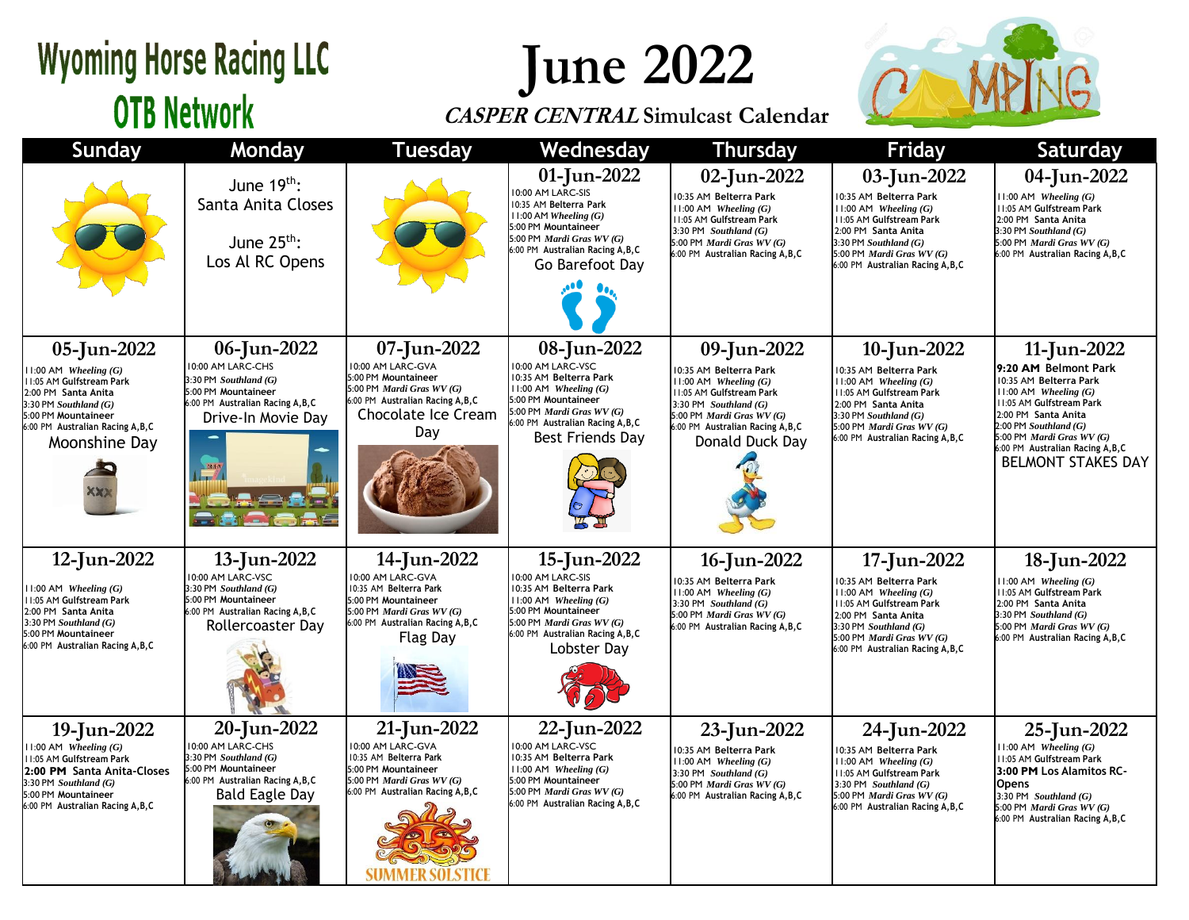# Wyoming Horse Racing LLC
## OTB Network

# June 2022

***CASPER CENTRAL* Simulcast Calendar**

| Sunday | Monday | Tuesday | Wednesday | Thursday | Friday | Saturday |
|---|---|---|---|---|---|---|
| | June 19th: Santa Anita Closes<br><br>June 25th: Los Al RC Opens | | **01-Jun-2022**<br>10:00 AM LARC-SIS<br>10:35 AM Belterra Park<br>11:00 AM *Wheeling (G)*<br>5:00 PM Mountaineer<br>5:00 PM *Mardi Gras WV (G)*<br>6:00 PM Australian Racing A,B,C<br>Go Barefoot Day | **02-Jun-2022**<br>10:35 AM Belterra Park<br>11:00 AM *Wheeling (G)*<br>11:05 AM Gulfstream Park<br>3:30 PM *Southland (G)*<br>5:00 PM *Mardi Gras WV (G)*<br>6:00 PM Australian Racing A,B,C | **03-Jun-2022**<br>10:35 AM Belterra Park<br>11:00 AM *Wheeling (G)*<br>11:05 AM Gulfstream Park<br>2:00 PM Santa Anita<br>3:30 PM *Southland (G)*<br>5:00 PM *Mardi Gras WV (G)*<br>6:00 PM Australian Racing A,B,C | **04-Jun-2022**<br>11:00 AM *Wheeling (G)*<br>11:05 AM Gulfstream Park<br>2:00 PM Santa Anita<br>3:30 PM *Southland (G)*<br>5:00 PM *Mardi Gras WV (G)*<br>6:00 PM Australian Racing A,B,C |
| **05-Jun-2022**<br>11:00 AM *Wheeling (G)*<br>11:05 AM Gulfstream Park<br>2:00 PM Santa Anita<br>3:30 PM *Southland (G)*<br>5:00 PM Mountaineer<br>6:00 PM Australian Racing A,B,C<br>Moonshine Day | **06-Jun-2022**<br>10:00 AM LARC-CHS<br>3:30 PM *Southland (G)*<br>5:00 PM Mountaineer<br>6:00 PM Australian Racing A,B,C<br>Drive-In Movie Day | **07-Jun-2022**<br>10:00 AM LARC-GVA<br>5:00 PM Mountaineer<br>5:00 PM *Mardi Gras WV (G)*<br>6:00 PM Australian Racing A,B,C<br>Chocolate Ice Cream Day | **08-Jun-2022**<br>10:00 AM LARC-VSC<br>10:35 AM Belterra Park<br>11:00 AM *Wheeling (G)*<br>5:00 PM Mountaineer<br>5:00 PM *Mardi Gras WV (G)*<br>6:00 PM Australian Racing A,B,C<br>Best Friends Day | **09-Jun-2022**<br>10:35 AM Belterra Park<br>11:00 AM *Wheeling (G)*<br>11:05 AM Gulfstream Park<br>3:30 PM *Southland (G)*<br>5:00 PM *Mardi Gras WV (G)*<br>6:00 PM Australian Racing A,B,C<br>Donald Duck Day | **10-Jun-2022**<br>10:35 AM Belterra Park<br>11:00 AM *Wheeling (G)*<br>11:05 AM Gulfstream Park<br>2:00 PM Santa Anita<br>3:30 PM *Southland (G)*<br>5:00 PM *Mardi Gras WV (G)*<br>6:00 PM Australian Racing A,B,C | **11-Jun-2022**<br>**9:20 AM** Belmont Park<br>10:35 AM Belterra Park<br>11:00 AM *Wheeling (G)*<br>11:05 AM Gulfstream Park<br>2:00 PM Santa Anita<br>2:00 PM *Southland (G)*<br>5:00 PM *Mardi Gras WV (G)*<br>6:00 PM Australian Racing A,B,C<br>BELMONT STAKES DAY |
| **12-Jun-2022**<br>11:00 AM *Wheeling (G)*<br>11:05 AM Gulfstream Park<br>2:00 PM Santa Anita<br>3:30 PM *Southland (G)*<br>5:00 PM Mountaineer<br>6:00 PM Australian Racing A,B,C | **13-Jun-2022**<br>10:00 AM LARC-VSC<br>3:30 PM *Southland (G)*<br>5:00 PM Mountaineer<br>6:00 PM Australian Racing A,B,C<br>Rollercoaster Day | **14-Jun-2022**<br>10:00 AM LARC-GVA<br>10:35 AM Belterra Park<br>5:00 PM Mountaineer<br>5:00 PM *Mardi Gras WV (G)*<br>6:00 PM Australian Racing A,B,C<br>Flag Day | **15-Jun-2022**<br>10:00 AM LARC-SIS<br>10:35 AM Belterra Park<br>11:00 AM *Wheeling (G)*<br>5:00 PM Mountaineer<br>5:00 PM *Mardi Gras WV (G)*<br>6:00 PM Australian Racing A,B,C<br>Lobster Day | **16-Jun-2022**<br>10:35 AM Belterra Park<br>11:00 AM *Wheeling (G)*<br>3:30 PM *Southland (G)*<br>5:00 PM *Mardi Gras WV (G)*<br>6:00 PM Australian Racing A,B,C | **17-Jun-2022**<br>10:35 AM Belterra Park<br>11:00 AM *Wheeling (G)*<br>11:05 AM Gulfstream Park<br>2:00 PM Santa Anita<br>3:30 PM *Southland (G)*<br>5:00 PM *Mardi Gras WV (G)*<br>6:00 PM Australian Racing A,B,C | **18-Jun-2022**<br>11:00 AM *Wheeling (G)*<br>11:05 AM Gulfstream Park<br>2:00 PM Santa Anita<br>3:30 PM *Southland (G)*<br>5:00 PM *Mardi Gras WV (G)*<br>6:00 PM Australian Racing A,B,C |
| **19-Jun-2022**<br>11:00 AM *Wheeling (G)*<br>11:05 AM Gulfstream Park<br>**2:00 PM Santa Anita-Closes**<br>3:30 PM *Southland (G)*<br>5:00 PM Mountaineer<br>6:00 PM Australian Racing A,B,C | **20-Jun-2022**<br>10:00 AM LARC-CHS<br>3:30 PM *Southland (G)*<br>5:00 PM Mountaineer<br>6:00 PM Australian Racing A,B,C<br>Bald Eagle Day | **21-Jun-2022**<br>10:00 AM LARC-GVA<br>10:35 AM Belterra Park<br>5:00 PM Mountaineer<br>5:00 PM *Mardi Gras WV (G)*<br>6:00 PM Australian Racing A,B,C<br>SUMMER SOLSTICE | **22-Jun-2022**<br>10:00 AM LARC-VSC<br>10:35 AM Belterra Park<br>11:00 AM *Wheeling (G)*<br>5:00 PM Mountaineer<br>5:00 PM *Mardi Gras WV (G)*<br>6:00 PM Australian Racing A,B,C | **23-Jun-2022**<br>10:35 AM Belterra Park<br>11:00 AM *Wheeling (G)*<br>3:30 PM *Southland (G)*<br>5:00 PM *Mardi Gras WV (G)*<br>6:00 PM Australian Racing A,B,C | **24-Jun-2022**<br>10:35 AM Belterra Park<br>11:00 AM *Wheeling (G)*<br>11:05 AM Gulfstream Park<br>3:30 PM *Southland (G)*<br>5:00 PM *Mardi Gras WV (G)*<br>6:00 PM Australian Racing A,B,C | **25-Jun-2022**<br>11:00 AM *Wheeling (G)*<br>11:05 AM Gulfstream Park<br>**3:00 PM Los Alamitos RC-Opens**<br>3:30 PM *Southland (G)*<br>5:00 PM *Mardi Gras WV (G)*<br>6:00 PM Australian Racing A,B,C |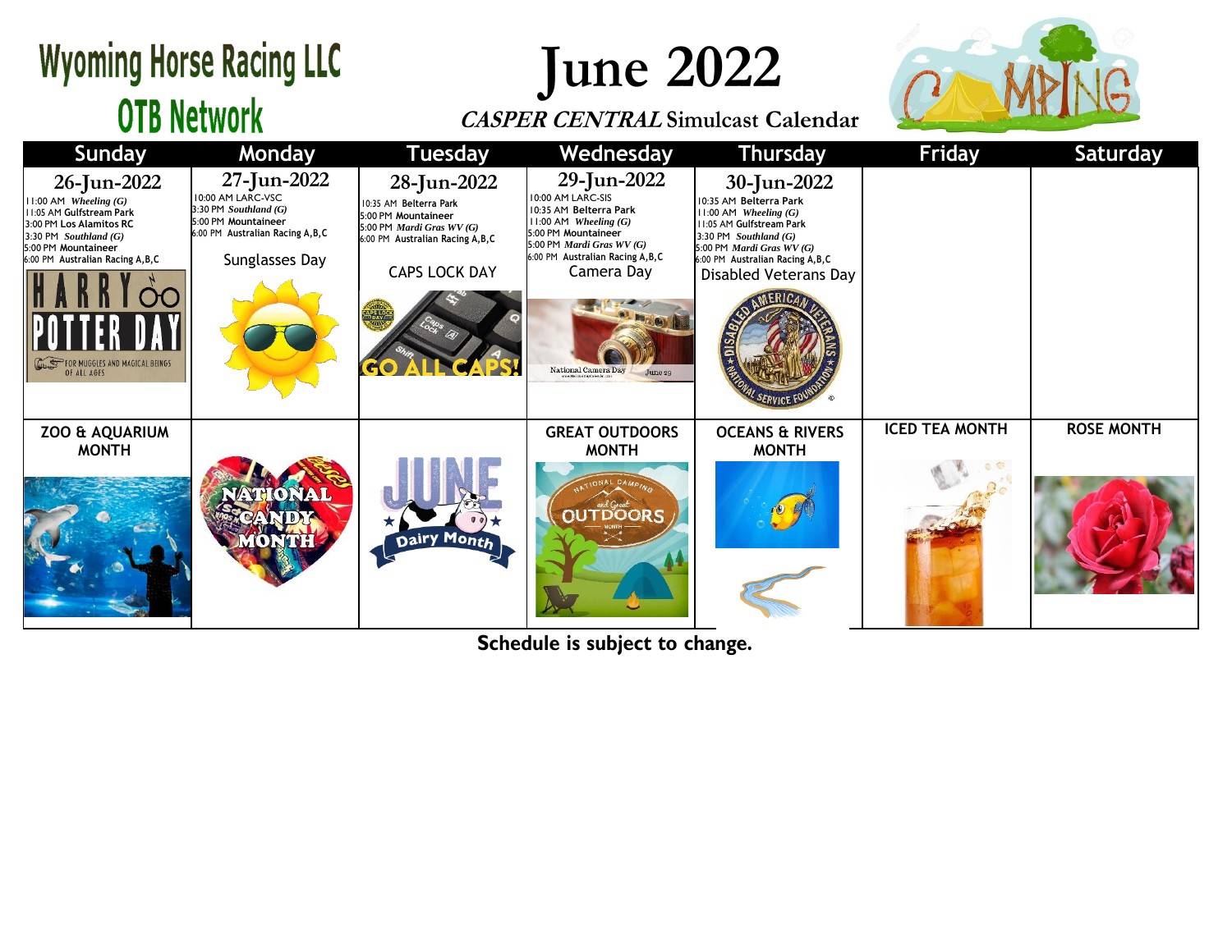# Wyoming Horse Racing LLC
## OTB Network

# June 2022
***CASPER CENTRAL*** **Simulcast Calendar**

| Sunday | Monday | Tuesday | Wednesday | Thursday | Friday | Saturday |
|---|---|---|---|---|---|---|
| **26-Jun-2022**<br>11:00 AM *Wheeling (G)*<br>11:05 AM Gulfstream Park<br>3:00 PM Los Alamitos RC<br>3:30 PM *Southland (G)*<br>5:00 PM Mountaineer<br>6:00 PM Australian Racing A,B,C<br>HARRY POTTER DAY<br>FOR MUGGLES AND MAGICAL BEINGS OF ALL AGES | **27-Jun-2022**<br>10:00 AM LARC-VSC<br>3:30 PM *Southland (G)*<br>5:00 PM Mountaineer<br>6:00 PM Australian Racing A,B,C<br>Sunglasses Day | **28-Jun-2022**<br>10:35 AM Belterra Park<br>5:00 PM Mountaineer<br>5:00 PM *Mardi Gras WV (G)*<br>6:00 PM Australian Racing A,B,C<br>CAPS LOCK DAY<br>GO ALL CAPS! | **29-Jun-2022**<br>10:00 AM LARC-SIS<br>10:35 AM Belterra Park<br>11:00 AM *Wheeling (G)*<br>5:00 PM Mountaineer<br>5:00 PM *Mardi Gras WV (G)*<br>6:00 PM Australian Racing A,B,C<br>Camera Day | **30-Jun-2022**<br>10:35 AM Belterra Park<br>11:00 AM *Wheeling (G)*<br>11:05 AM Gulfstream Park<br>3:30 PM *Southland (G)*<br>5:00 PM *Mardi Gras WV (G)*<br>6:00 PM Australian Racing A,B,C<br>Disabled Veterans Day | | |
| **ZOO & AQUARIUM MONTH** | NATIONAL CANDY MONTH | JUNE Dairy Month | **GREAT OUTDOORS MONTH** | **OCEANS & RIVERS MONTH** | **ICED TEA MONTH** | **ROSE MONTH** |

**Schedule is subject to change.**